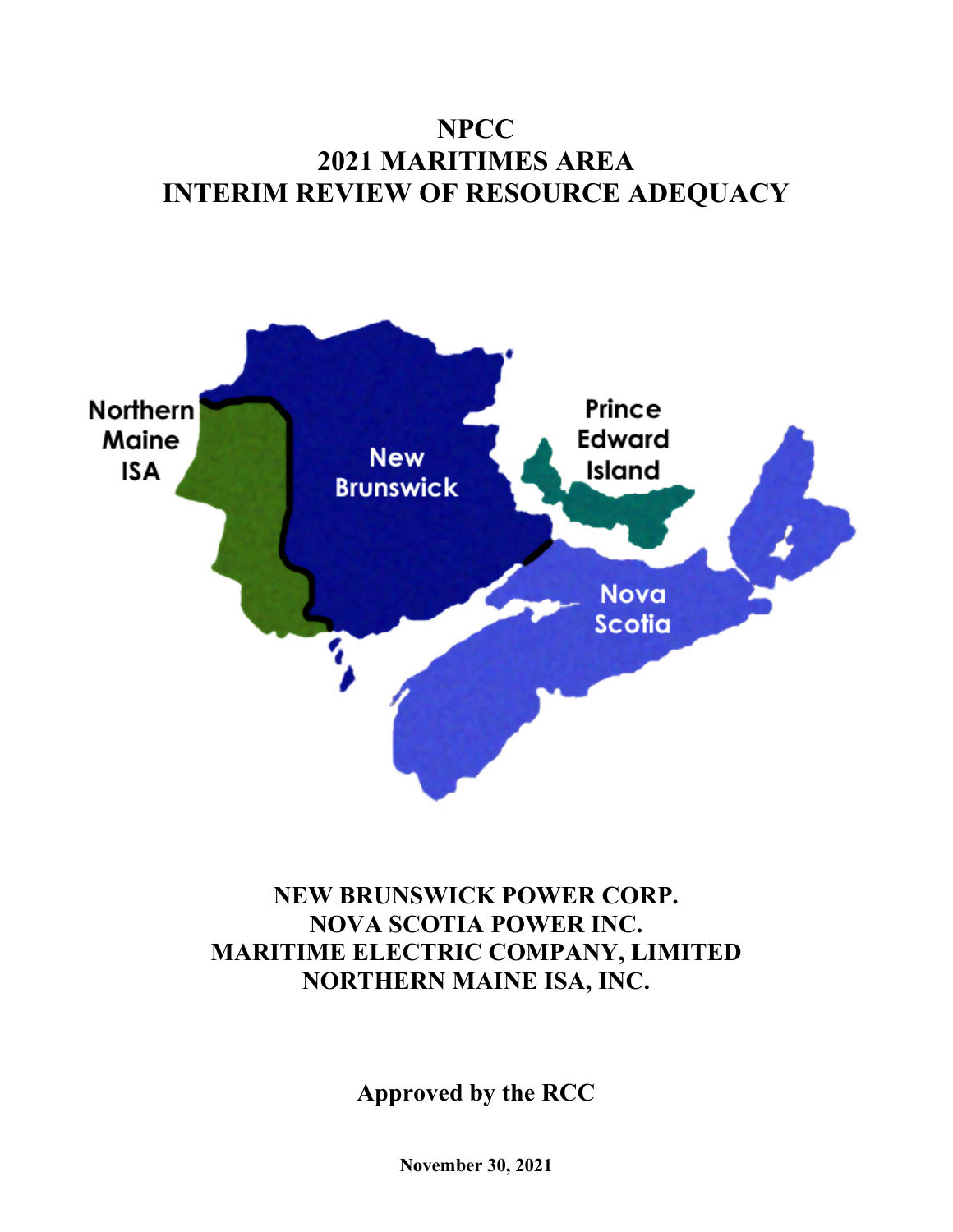# NPCC
# 2021 MARITIMES AREA
# INTERIM REVIEW OF RESOURCE ADEQUACY

Northern Maine ISA

New Brunswick

Prince Edward Island

Nova Scotia

**NEW BRUNSWICK POWER CORP.**
**NOVA SCOTIA POWER INC.**
**MARITIME ELECTRIC COMPANY, LIMITED**
**NORTHERN MAINE ISA, INC.**

**Approved by the RCC**

**November 30, 2021**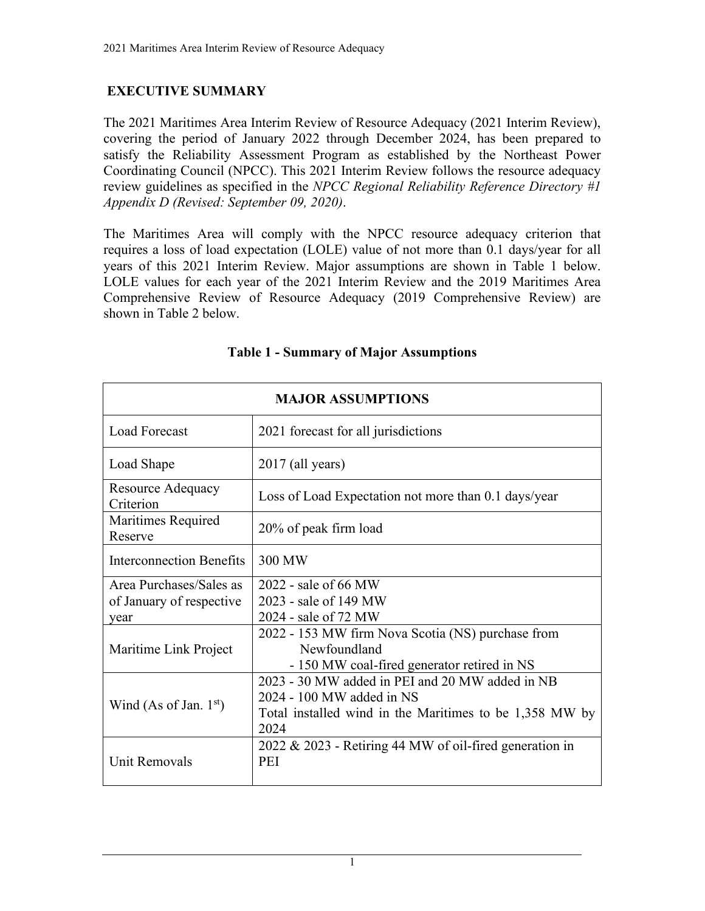## EXECUTIVE SUMMARY

The 2021 Maritimes Area Interim Review of Resource Adequacy (2021 Interim Review), covering the period of January 2022 through December 2024, has been prepared to satisfy the Reliability Assessment Program as established by the Northeast Power Coordinating Council (NPCC). This 2021 Interim Review follows the resource adequacy review guidelines as specified in the *NPCC Regional Reliability Reference Directory #1 Appendix D (Revised: September 09, 2020)*.

The Maritimes Area will comply with the NPCC resource adequacy criterion that requires a loss of load expectation (LOLE) value of not more than 0.1 days/year for all years of this 2021 Interim Review. Major assumptions are shown in Table 1 below. LOLE values for each year of the 2021 Interim Review and the 2019 Maritimes Area Comprehensive Review of Resource Adequacy (2019 Comprehensive Review) are shown in Table 2 below.

**Table 1 - Summary of Major Assumptions**

| MAJOR ASSUMPTIONS | |
|---|---|
| Load Forecast | 2021 forecast for all jurisdictions |
| Load Shape | 2017 (all years) |
| Resource Adequacy Criterion | Loss of Load Expectation not more than 0.1 days/year |
| Maritimes Required Reserve | 20% of peak firm load |
| Interconnection Benefits | 300 MW |
| Area Purchases/Sales as of January of respective year | 2022 - sale of 66 MW<br>2023 - sale of 149 MW<br>2024 - sale of 72 MW |
| Maritime Link Project | 2022 - 153 MW firm Nova Scotia (NS) purchase from Newfoundland<br>- 150 MW coal-fired generator retired in NS |
| Wind (As of Jan. 1st) | 2023 - 30 MW added in PEI and 20 MW added in NB<br>2024 - 100 MW added in NS<br>Total installed wind in the Maritimes to be 1,358 MW by 2024 |
| Unit Removals | 2022 & 2023 - Retiring 44 MW of oil-fired generation in PEI |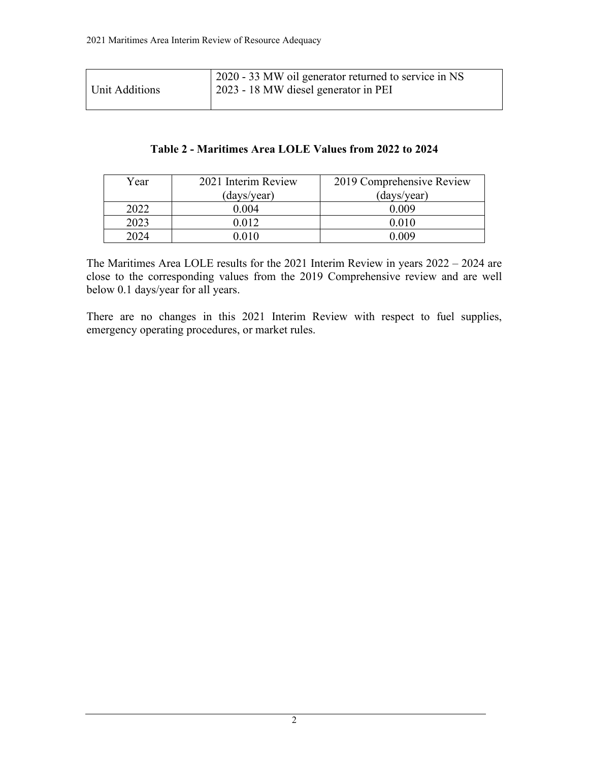| | |
|---|---|
| Unit Additions | 2020 - 33 MW oil generator returned to service in NS<br>2023 - 18 MW diesel generator in PEI |

**Table 2 - Maritimes Area LOLE Values from 2022 to 2024**

| Year | 2021 Interim Review (days/year) | 2019 Comprehensive Review (days/year) |
|---|---|---|
| 2022 | 0.004 | 0.009 |
| 2023 | 0.012 | 0.010 |
| 2024 | 0.010 | 0.009 |

The Maritimes Area LOLE results for the 2021 Interim Review in years 2022 – 2024 are close to the corresponding values from the 2019 Comprehensive review and are well below 0.1 days/year for all years.

There are no changes in this 2021 Interim Review with respect to fuel supplies, emergency operating procedures, or market rules.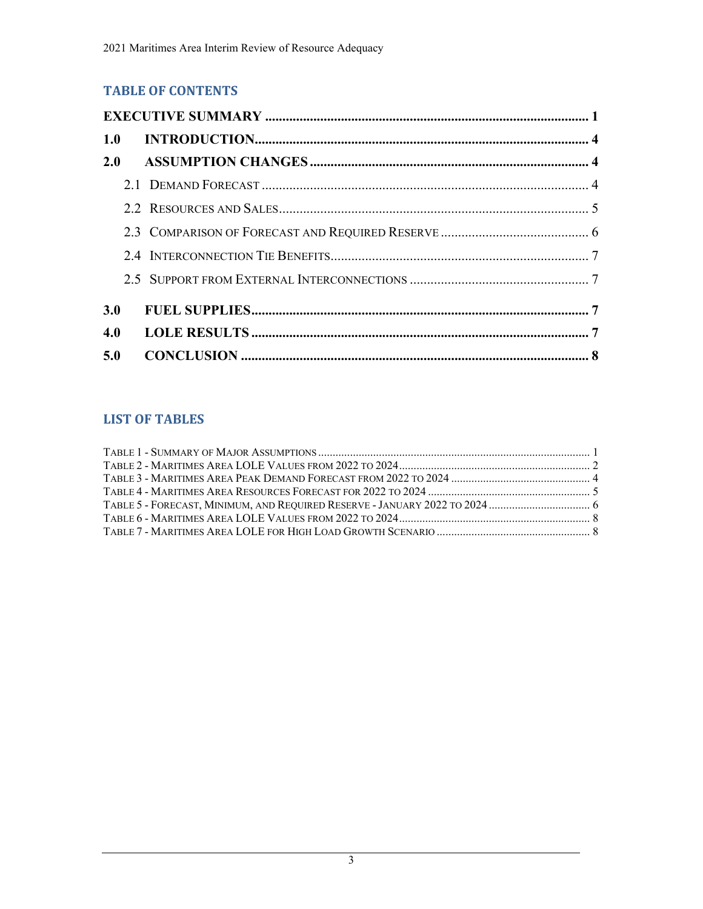## TABLE OF CONTENTS

**EXECUTIVE SUMMARY** ............................................................................................ **1**

**1.0 INTRODUCTION** ................................................................................................ **4**

**2.0 ASSUMPTION CHANGES** ............................................................................... **4**

2.1 DEMAND FORECAST ............................................................................................. 4

2.2 RESOURCES AND SALES ......................................................................................... 5

2.3 COMPARISON OF FORECAST AND REQUIRED RESERVE ........................................... 6

2.4 INTERCONNECTION TIE BENEFITS .......................................................................... 7

2.5 SUPPORT FROM EXTERNAL INTERCONNECTIONS .................................................... 7

**3.0 FUEL SUPPLIES** ................................................................................................ **7**

**4.0 LOLE RESULTS** ................................................................................................ **7**

**5.0 CONCLUSION** .................................................................................................. **8**

## LIST OF TABLES

TABLE 1 - SUMMARY OF MAJOR ASSUMPTIONS ............................................................................................ 1

TABLE 2 - MARITIMES AREA LOLE VALUES FROM 2022 TO 2024 ................................................................. 2

TABLE 3 - MARITIMES AREA PEAK DEMAND FORECAST FROM 2022 TO 2024 ............................................... 4

TABLE 4 - MARITIMES AREA RESOURCES FORECAST FOR 2022 TO 2024 ....................................................... 5

TABLE 5 - FORECAST, MINIMUM, AND REQUIRED RESERVE - JANUARY 2022 TO 2024 .................................. 6

TABLE 6 - MARITIMES AREA LOLE VALUES FROM 2022 TO 2024 ................................................................. 8

TABLE 7 - MARITIMES AREA LOLE FOR HIGH LOAD GROWTH SCENARIO .................................................... 8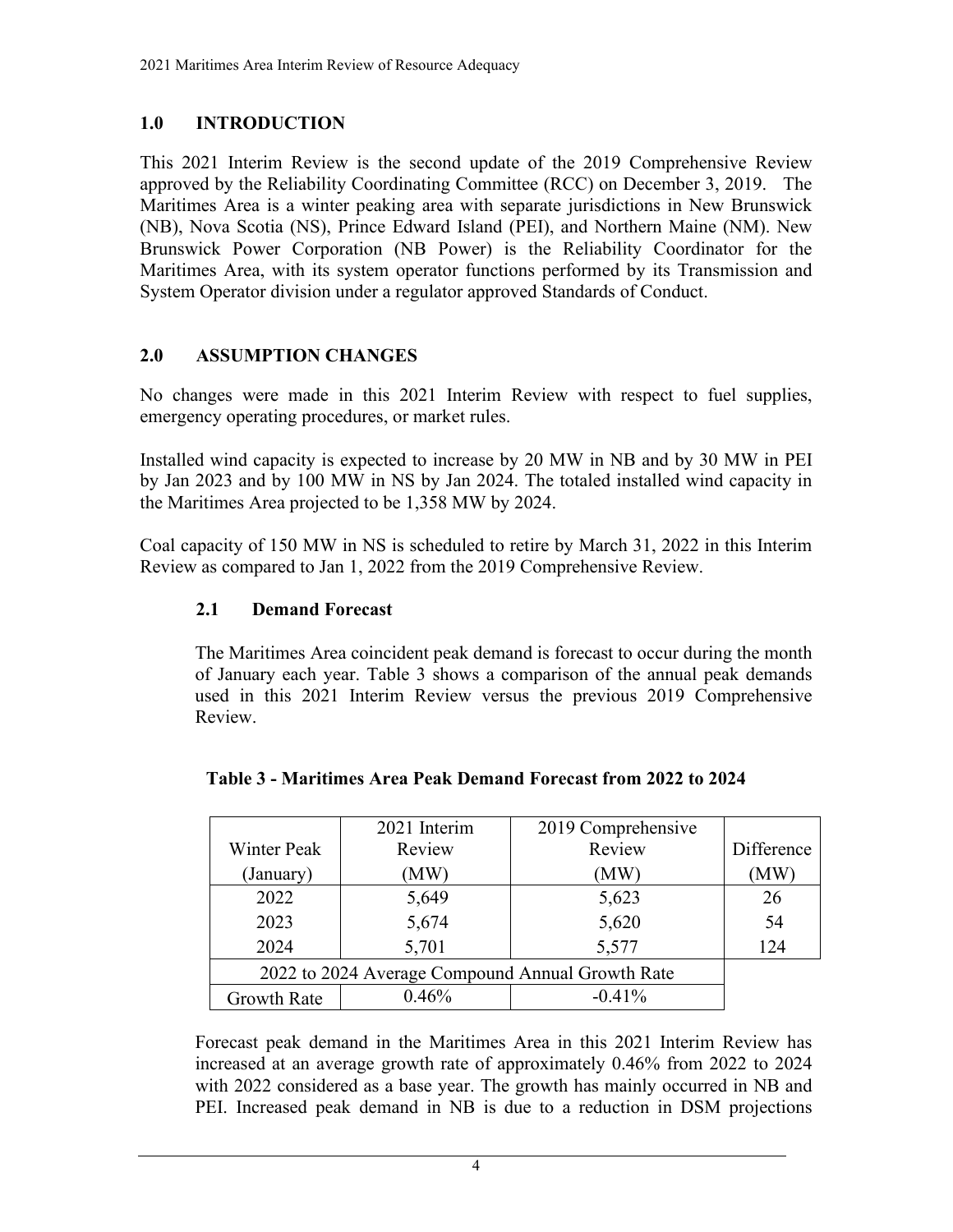## 1.0 INTRODUCTION

This 2021 Interim Review is the second update of the 2019 Comprehensive Review approved by the Reliability Coordinating Committee (RCC) on December 3, 2019. The Maritimes Area is a winter peaking area with separate jurisdictions in New Brunswick (NB), Nova Scotia (NS), Prince Edward Island (PEI), and Northern Maine (NM). New Brunswick Power Corporation (NB Power) is the Reliability Coordinator for the Maritimes Area, with its system operator functions performed by its Transmission and System Operator division under a regulator approved Standards of Conduct.

## 2.0 ASSUMPTION CHANGES

No changes were made in this 2021 Interim Review with respect to fuel supplies, emergency operating procedures, or market rules.

Installed wind capacity is expected to increase by 20 MW in NB and by 30 MW in PEI by Jan 2023 and by 100 MW in NS by Jan 2024. The totaled installed wind capacity in the Maritimes Area projected to be 1,358 MW by 2024.

Coal capacity of 150 MW in NS is scheduled to retire by March 31, 2022 in this Interim Review as compared to Jan 1, 2022 from the 2019 Comprehensive Review.

### 2.1 Demand Forecast

The Maritimes Area coincident peak demand is forecast to occur during the month of January each year. Table 3 shows a comparison of the annual peak demands used in this 2021 Interim Review versus the previous 2019 Comprehensive Review.

**Table 3 - Maritimes Area Peak Demand Forecast from 2022 to 2024**

| Winter Peak (January) | 2021 Interim Review (MW) | 2019 Comprehensive Review (MW) | Difference (MW) |
|---|---|---|---|
| 2022 | 5,649 | 5,623 | 26 |
| 2023 | 5,674 | 5,620 | 54 |
| 2024 | 5,701 | 5,577 | 124 |
| 2022 to 2024 Average Compound Annual Growth Rate | | | |
| Growth Rate | 0.46% | -0.41% | |

Forecast peak demand in the Maritimes Area in this 2021 Interim Review has increased at an average growth rate of approximately 0.46% from 2022 to 2024 with 2022 considered as a base year. The growth has mainly occurred in NB and PEI. Increased peak demand in NB is due to a reduction in DSM projections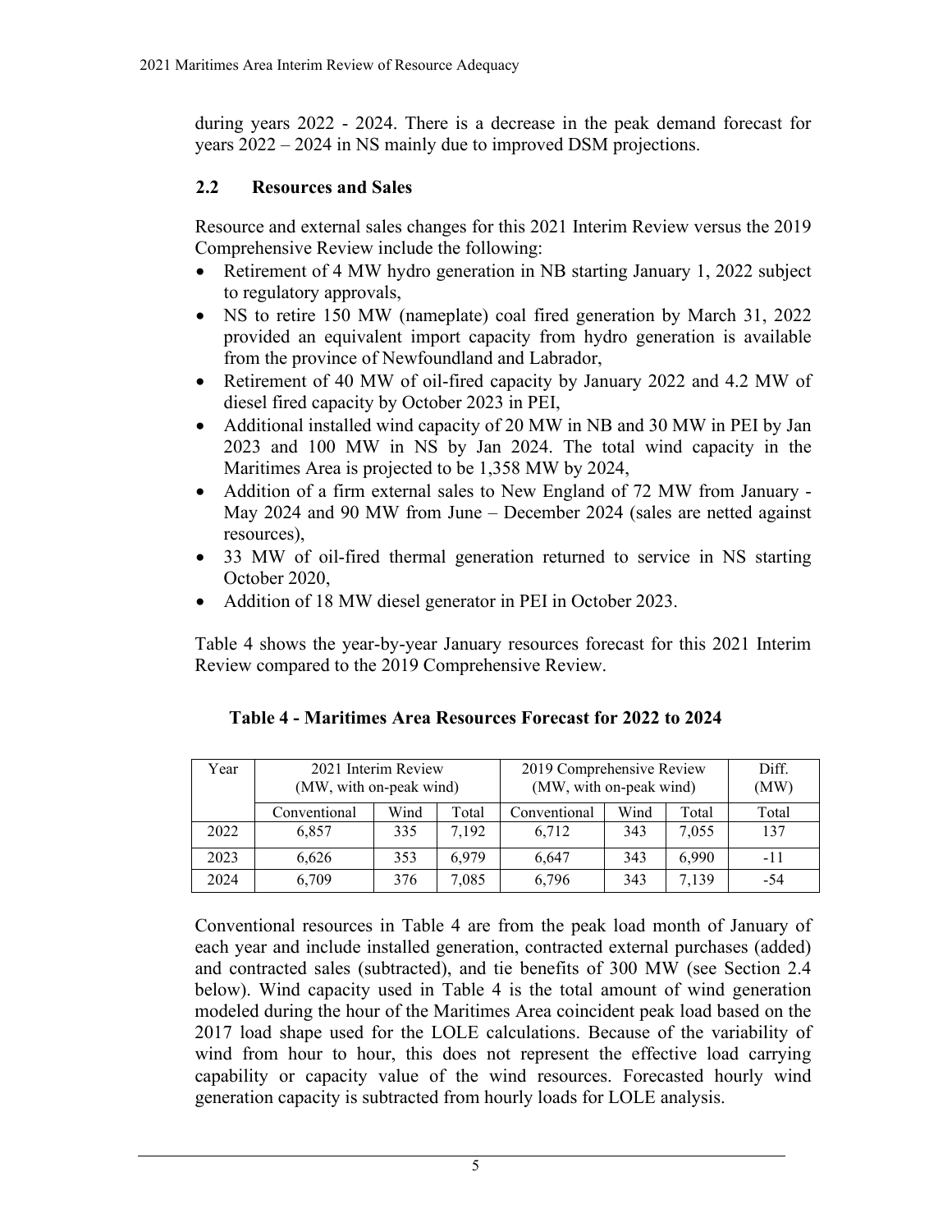during years 2022 - 2024. There is a decrease in the peak demand forecast for years 2022 – 2024 in NS mainly due to improved DSM projections.

## 2.2 Resources and Sales

Resource and external sales changes for this 2021 Interim Review versus the 2019 Comprehensive Review include the following:

- Retirement of 4 MW hydro generation in NB starting January 1, 2022 subject to regulatory approvals,
- NS to retire 150 MW (nameplate) coal fired generation by March 31, 2022 provided an equivalent import capacity from hydro generation is available from the province of Newfoundland and Labrador,
- Retirement of 40 MW of oil-fired capacity by January 2022 and 4.2 MW of diesel fired capacity by October 2023 in PEI,
- Additional installed wind capacity of 20 MW in NB and 30 MW in PEI by Jan 2023 and 100 MW in NS by Jan 2024. The total wind capacity in the Maritimes Area is projected to be 1,358 MW by 2024,
- Addition of a firm external sales to New England of 72 MW from January - May 2024 and 90 MW from June – December 2024 (sales are netted against resources),
- 33 MW of oil-fired thermal generation returned to service in NS starting October 2020,
- Addition of 18 MW diesel generator in PEI in October 2023.

Table 4 shows the year-by-year January resources forecast for this 2021 Interim Review compared to the 2019 Comprehensive Review.

**Table 4 - Maritimes Area Resources Forecast for 2022 to 2024**

| Year | 2021 Interim Review (MW, with on-peak wind) | | | 2019 Comprehensive Review (MW, with on-peak wind) | | | Diff. (MW) |
|---|---|---|---|---|---|---|---|
| | Conventional | Wind | Total | Conventional | Wind | Total | Total |
| 2022 | 6,857 | 335 | 7,192 | 6,712 | 343 | 7,055 | 137 |
| 2023 | 6,626 | 353 | 6,979 | 6,647 | 343 | 6,990 | -11 |
| 2024 | 6,709 | 376 | 7,085 | 6,796 | 343 | 7,139 | -54 |

Conventional resources in Table 4 are from the peak load month of January of each year and include installed generation, contracted external purchases (added) and contracted sales (subtracted), and tie benefits of 300 MW (see Section 2.4 below). Wind capacity used in Table 4 is the total amount of wind generation modeled during the hour of the Maritimes Area coincident peak load based on the 2017 load shape used for the LOLE calculations. Because of the variability of wind from hour to hour, this does not represent the effective load carrying capability or capacity value of the wind resources. Forecasted hourly wind generation capacity is subtracted from hourly loads for LOLE analysis.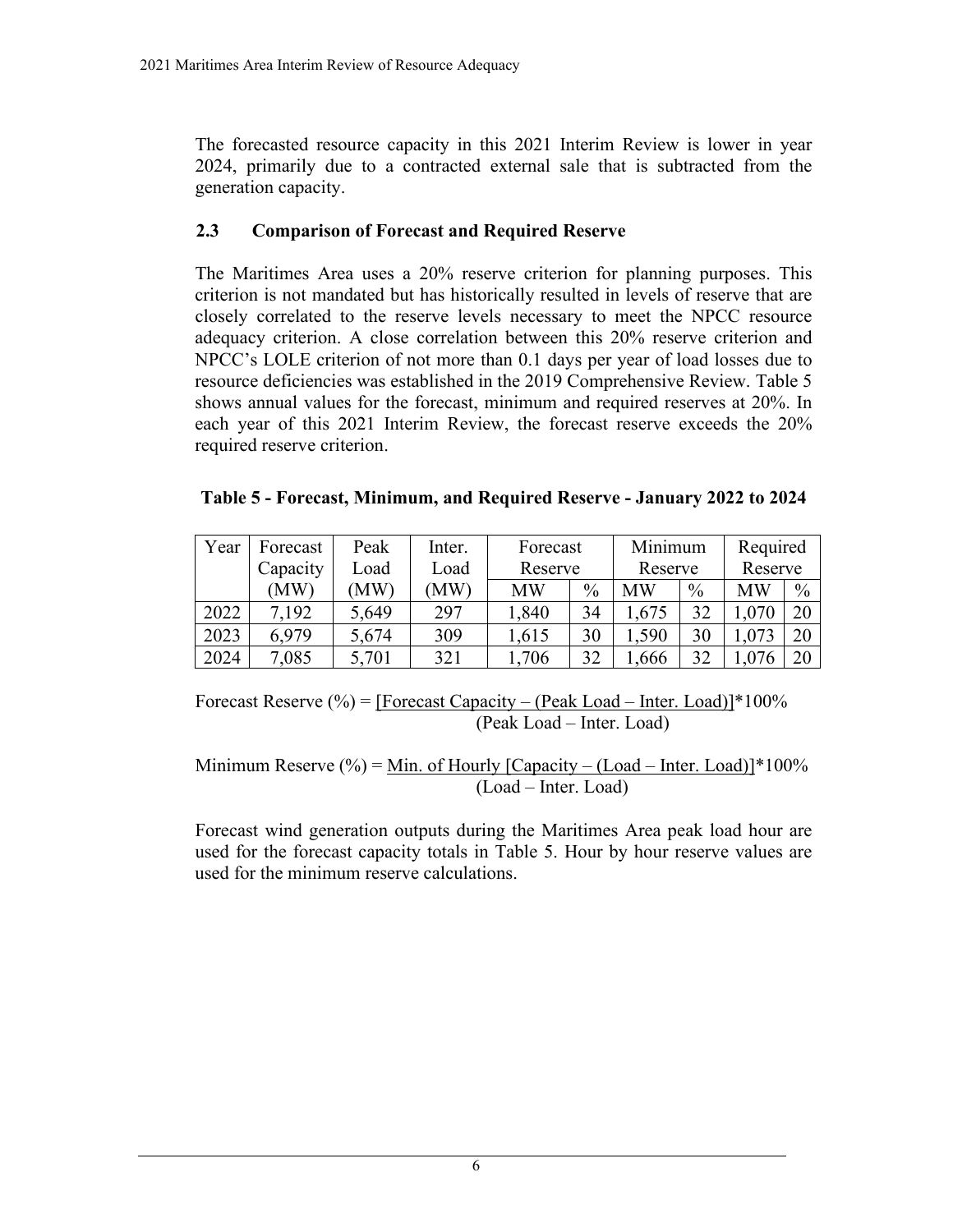The forecasted resource capacity in this 2021 Interim Review is lower in year 2024, primarily due to a contracted external sale that is subtracted from the generation capacity.

### 2.3 Comparison of Forecast and Required Reserve

The Maritimes Area uses a 20% reserve criterion for planning purposes. This criterion is not mandated but has historically resulted in levels of reserve that are closely correlated to the reserve levels necessary to meet the NPCC resource adequacy criterion. A close correlation between this 20% reserve criterion and NPCC's LOLE criterion of not more than 0.1 days per year of load losses due to resource deficiencies was established in the 2019 Comprehensive Review. Table 5 shows annual values for the forecast, minimum and required reserves at 20%. In each year of this 2021 Interim Review, the forecast reserve exceeds the 20% required reserve criterion.

**Table 5 - Forecast, Minimum, and Required Reserve - January 2022 to 2024**

| Year | Forecast Capacity (MW) | Peak Load (MW) | Inter. Load (MW) | Forecast Reserve | | Minimum Reserve | | Required Reserve | |
|---|---|---|---|---|---|---|---|---|---|
| | | | | MW | % | MW | % | MW | % |
| 2022 | 7,192 | 5,649 | 297 | 1,840 | 34 | 1,675 | 32 | 1,070 | 20 |
| 2023 | 6,979 | 5,674 | 309 | 1,615 | 30 | 1,590 | 30 | 1,073 | 20 |
| 2024 | 7,085 | 5,701 | 321 | 1,706 | 32 | 1,666 | 32 | 1,076 | 20 |

$$\text{Forecast Reserve (\%)} = \frac{[\text{Forecast Capacity} - (\text{Peak Load} - \text{Inter. Load})] \times 100\%}{(\text{Peak Load} - \text{Inter. Load})}$$

$$\text{Minimum Reserve (\%)} = \frac{\text{Min. of Hourly } [\text{Capacity} - (\text{Load} - \text{Inter. Load})] \times 100\%}{(\text{Load} - \text{Inter. Load})}$$

Forecast wind generation outputs during the Maritimes Area peak load hour are used for the forecast capacity totals in Table 5. Hour by hour reserve values are used for the minimum reserve calculations.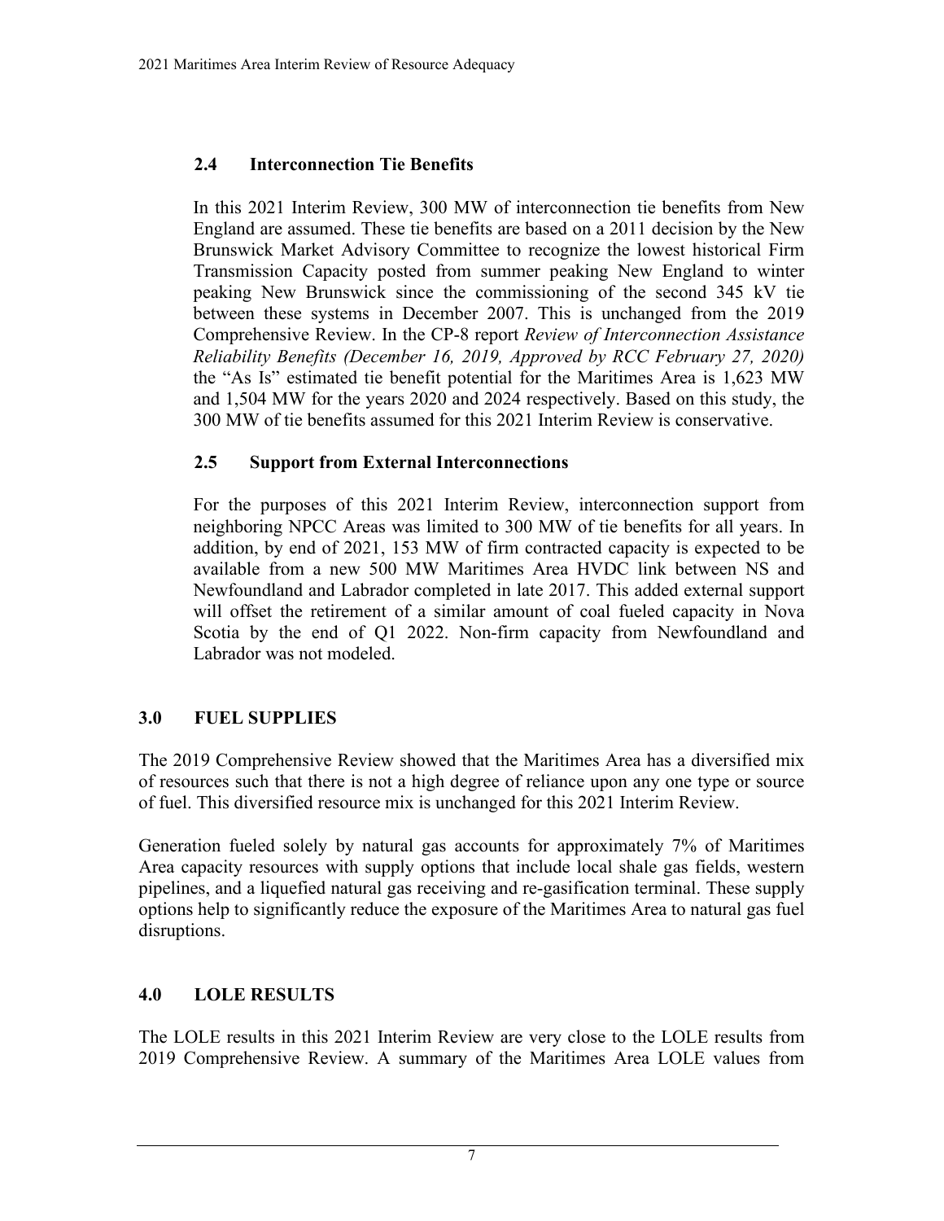### 2.4 Interconnection Tie Benefits

In this 2021 Interim Review, 300 MW of interconnection tie benefits from New England are assumed. These tie benefits are based on a 2011 decision by the New Brunswick Market Advisory Committee to recognize the lowest historical Firm Transmission Capacity posted from summer peaking New England to winter peaking New Brunswick since the commissioning of the second 345 kV tie between these systems in December 2007. This is unchanged from the 2019 Comprehensive Review. In the CP-8 report *Review of Interconnection Assistance Reliability Benefits (December 16, 2019, Approved by RCC February 27, 2020)* the "As Is" estimated tie benefit potential for the Maritimes Area is 1,623 MW and 1,504 MW for the years 2020 and 2024 respectively. Based on this study, the 300 MW of tie benefits assumed for this 2021 Interim Review is conservative.

### 2.5 Support from External Interconnections

For the purposes of this 2021 Interim Review, interconnection support from neighboring NPCC Areas was limited to 300 MW of tie benefits for all years. In addition, by end of 2021, 153 MW of firm contracted capacity is expected to be available from a new 500 MW Maritimes Area HVDC link between NS and Newfoundland and Labrador completed in late 2017. This added external support will offset the retirement of a similar amount of coal fueled capacity in Nova Scotia by the end of Q1 2022. Non-firm capacity from Newfoundland and Labrador was not modeled.

## 3.0 FUEL SUPPLIES

The 2019 Comprehensive Review showed that the Maritimes Area has a diversified mix of resources such that there is not a high degree of reliance upon any one type or source of fuel. This diversified resource mix is unchanged for this 2021 Interim Review.

Generation fueled solely by natural gas accounts for approximately 7% of Maritimes Area capacity resources with supply options that include local shale gas fields, western pipelines, and a liquefied natural gas receiving and re-gasification terminal. These supply options help to significantly reduce the exposure of the Maritimes Area to natural gas fuel disruptions.

## 4.0 LOLE RESULTS

The LOLE results in this 2021 Interim Review are very close to the LOLE results from 2019 Comprehensive Review. A summary of the Maritimes Area LOLE values from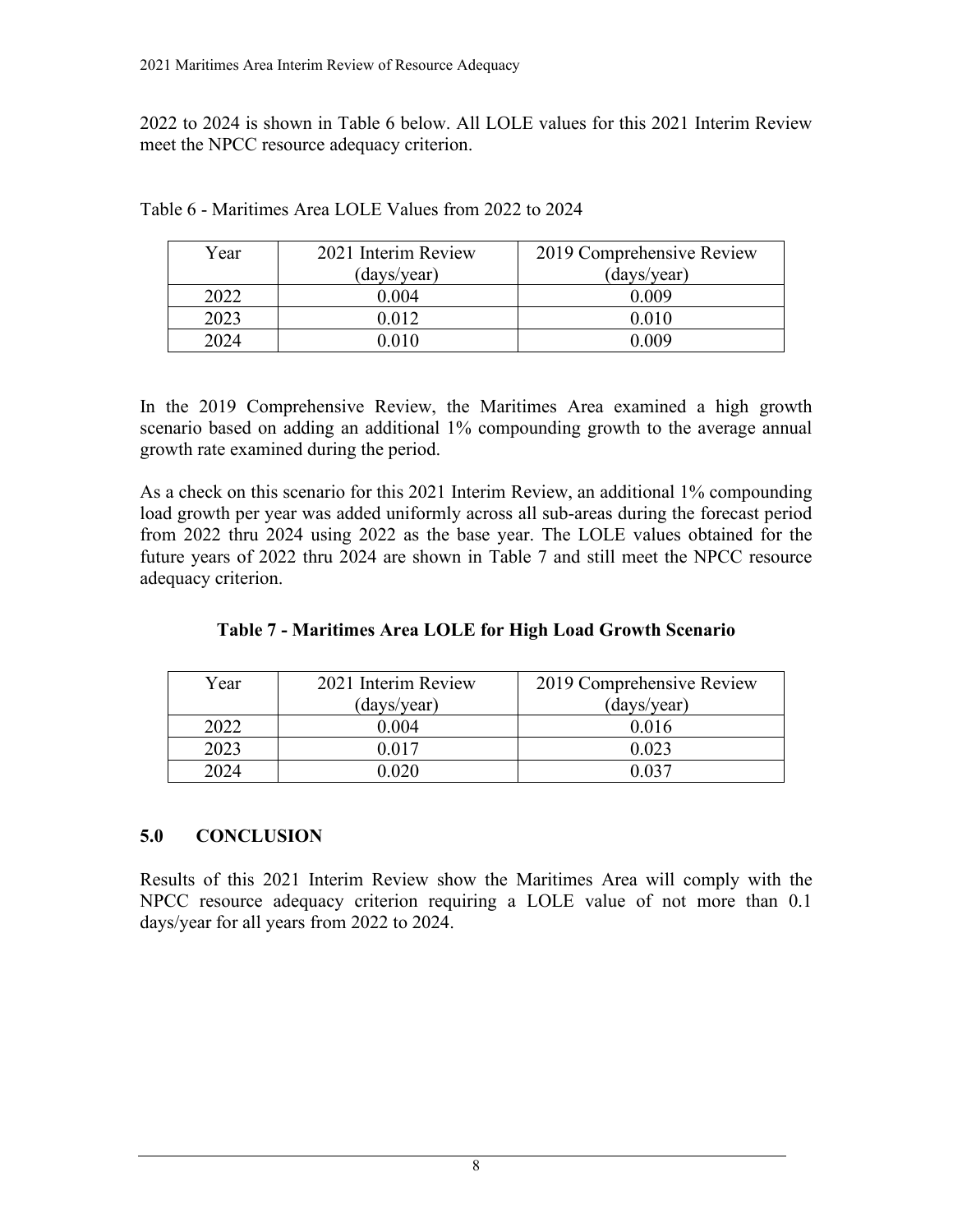2022 to 2024 is shown in Table 6 below. All LOLE values for this 2021 Interim Review meet the NPCC resource adequacy criterion.

Table 6 - Maritimes Area LOLE Values from 2022 to 2024

| Year | 2021 Interim Review (days/year) | 2019 Comprehensive Review (days/year) |
|---|---|---|
| 2022 | 0.004 | 0.009 |
| 2023 | 0.012 | 0.010 |
| 2024 | 0.010 | 0.009 |

In the 2019 Comprehensive Review, the Maritimes Area examined a high growth scenario based on adding an additional 1% compounding growth to the average annual growth rate examined during the period.

As a check on this scenario for this 2021 Interim Review, an additional 1% compounding load growth per year was added uniformly across all sub-areas during the forecast period from 2022 thru 2024 using 2022 as the base year. The LOLE values obtained for the future years of 2022 thru 2024 are shown in Table 7 and still meet the NPCC resource adequacy criterion.

**Table 7 - Maritimes Area LOLE for High Load Growth Scenario**

| Year | 2021 Interim Review (days/year) | 2019 Comprehensive Review (days/year) |
|---|---|---|
| 2022 | 0.004 | 0.016 |
| 2023 | 0.017 | 0.023 |
| 2024 | 0.020 | 0.037 |

## 5.0 CONCLUSION

Results of this 2021 Interim Review show the Maritimes Area will comply with the NPCC resource adequacy criterion requiring a LOLE value of not more than 0.1 days/year for all years from 2022 to 2024.